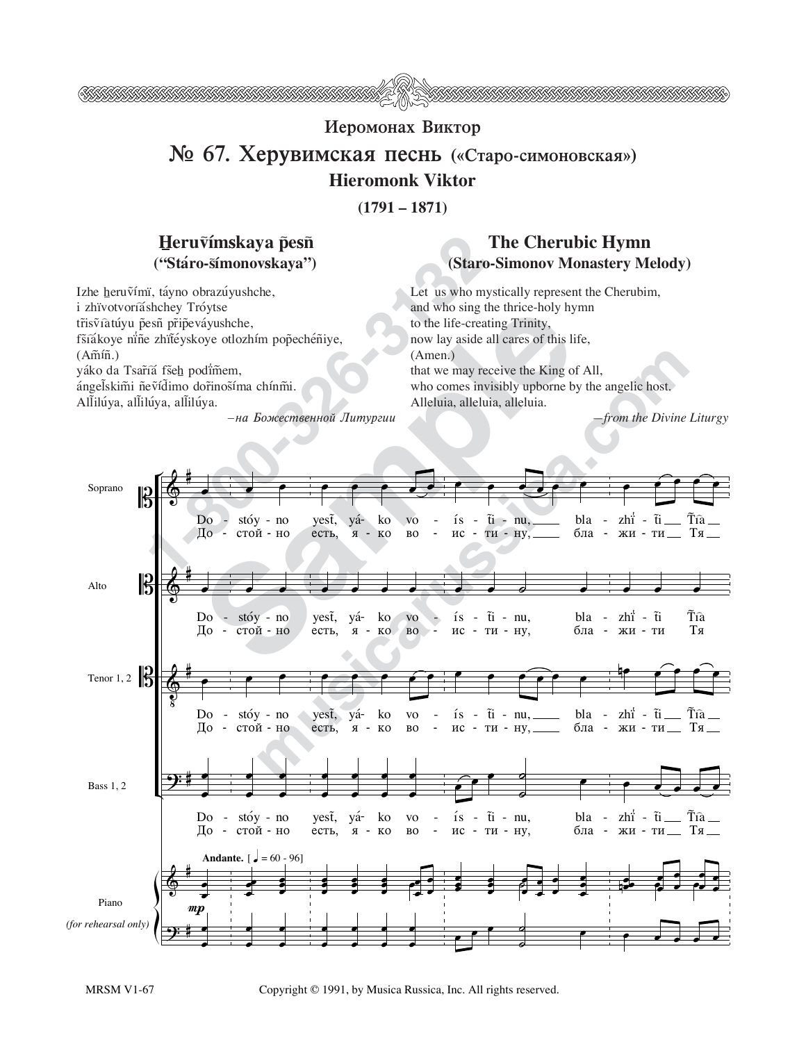## Иеромонах Виктор

# № 67. Херувимская песнь («Старо-симоновская»)

## Hieromonk Viktor

**(1791 – 1871)**

### H̲eruv̄ímskaya p̄esn̄ ("Stáro-s̄ímonovskaya")

Izhe h̲eruv̄ímï, táyno obrazúyushche,
i zhïvotvoríāshchey Tróytse
trïsv̄íātúyu p̄esn̄ p̄rïp̄eváyushche,
fs̄íākoye nïn̄e zhïtéyskoye otlozhím popechéñiye,
(Am̄íñ.)
yáko da Tsar̄íā fs̄eh̲ podïm̄em,
ángel̄skim̄i ñev̄íd̄imo dor̄inos̄íma chínm̄i.
All̄ilúya, all̄ilúya, all̄ilúya.

*–на Божественной Литургии*

### The Cherubic Hymn (Staro-Simonov Monastery Melody)

Let us who mystically represent the Cherubim,
and who sing the thrice-holy hymn
to the life-creating Trinity,
now lay aside all cares of this life,
(Amen.)
that we may receive the King of All,
who comes invisibly upborne by the angelic host.
Alleluia, alleluia, alleluia.

*—from the Divine Liturgy*

Soprano / Alto / Tenor 1, 2 / Bass 1, 2 / Piano (for rehearsal only)

**Andante.** [♩ = 60 - 96] *mp*

Do - stóy - no yest̄, yá - ko vo - ís - t̄i - nu, bla - zhít - t̄i T̄íā
До - стой - но есть, я - ко во - ис - ти - ну, бла - жи - ти Тя

MRSM V1-67

Copyright © 1991, by Musica Russica, Inc. All rights reserved.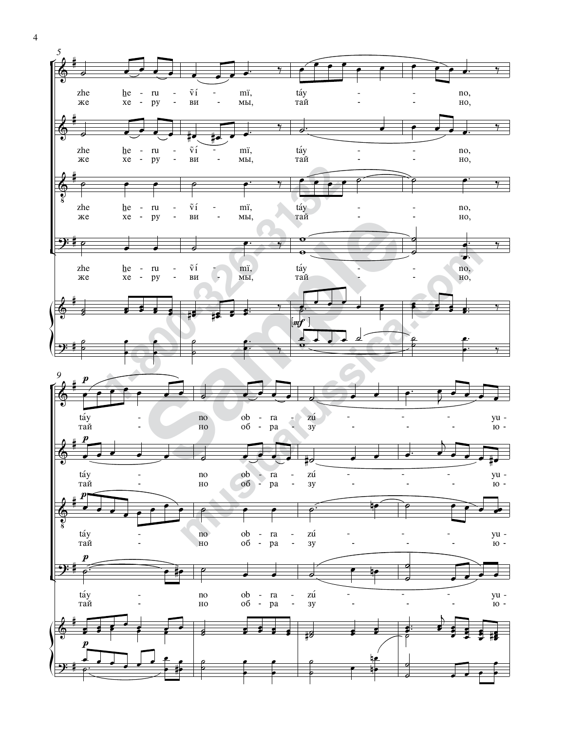zhe he - ru - vі́ - mї, táy - - no,
же хе - ру - ви - мы, тай - - но,

zhe he - ru - vі́ - mї, táy - - no,
же хе - ру - ви - мы, тай - - но,

zhe he - ru - vі́ - mї, táy - - no,
же хе - ру - ви - мы, тай - - но,

zhe he - ru - vі́ - mї, táy - - no,
же хе - ру - ви - мы, тай - - но,

táy - no ob - ra - zú - - - - yu -
тай - но об - ра - зу - - - - ю -

táy - no ob - ra - zú - - - - yu -
тай - но об - ра - зу - - - - ю -

táy - no ob - ra - zú - - - - yu -
тай - но об - ра - зу - - - - ю -

táy - no ob - ra - zú - - - - yu -
тай - но об - ра - зу - - - - ю -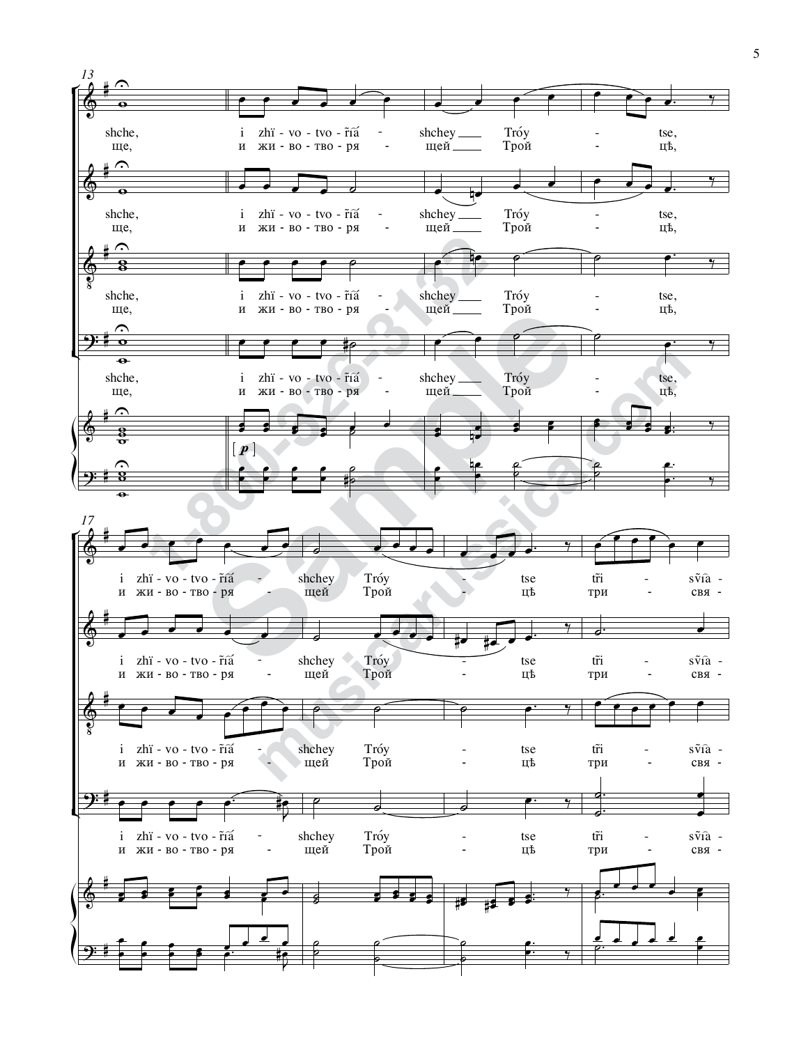13

shche, i zhï - vo - tvo - r͡ïá - shchey Tróy - tse,
ще, и жи - во - тво - ря - щей Трой - цѣ,

shche, i zhï - vo - tvo - r͡ïá - shchey Tróy - tse,
ще, и жи - во - тво - ря - щей Трой - цѣ,

shche, i zhï - vo - tvo - r͡ïá - shchey Tróy - tse,
ще, и жи - во - тво - ря - щей Трой - цѣ,

shche, i zhï - vo - tvo - r͡ïá - shchey Tróy - tse,
ще, и жи - во - тво - ря - щей Трой - цѣ,

[ *p* ]

17

i zhï - vo - tvo - r͡ïá - shchey Tróy - tse trï - s͡vïa -
и жи - во - тво - ря - щей Трой - цѣ три - свя -

i zhï - vo - tvo - r͡ïá - shchey Tróy - tse trï - s͡vïa -
и жи - во - тво - ря - щей Трой - цѣ три - свя -

i zhï - vo - tvo - r͡ïá - shchey Tróy - tse trï - s͡vïa -
и жи - во - тво - ря - щей Трой - цѣ три - свя -

i zhï - vo - tvo - r͡ïá - shchey Tróy - tse trï - s͡vïa -
и жи - во - тво - ря - щей Трой - цѣ три - свя -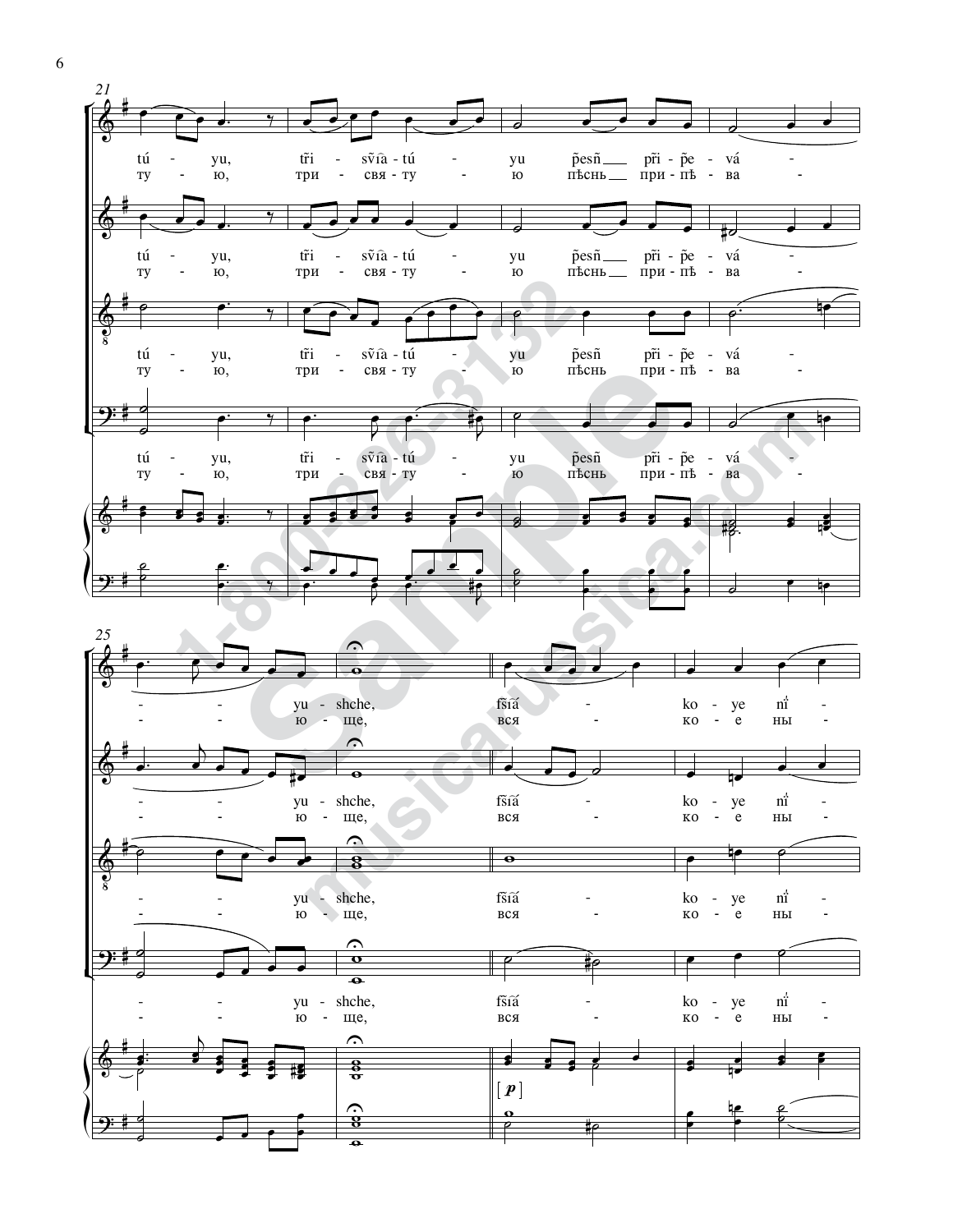21

tú - yu, tri - svia - tú - yu pesn pri - pe - vá -

ту - ю, три - свя - ту - ю пѣснь при - пѣ - ва -

25

- - yu - shche, fsia - ko - ye ni -

- - ю - ще, вся - ко - е ны -

[ *p* ]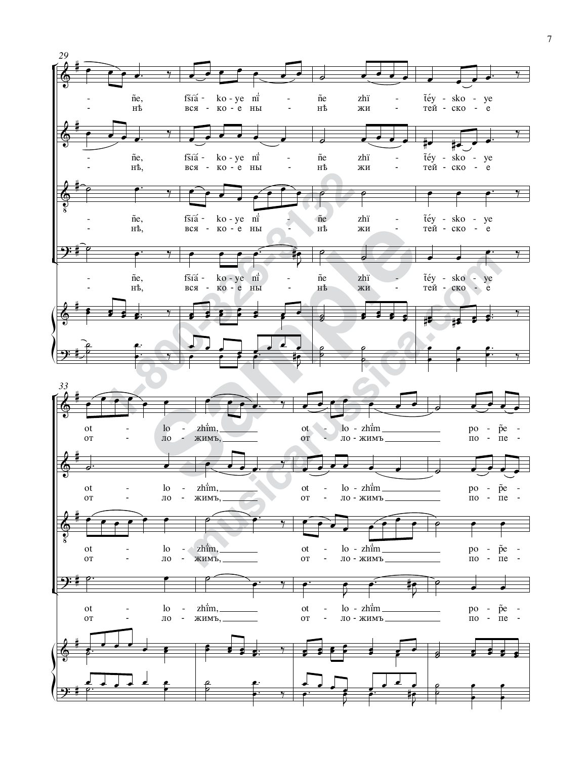29

- ñe, fsǐá - ko - ye nǐ - ñe zhï - téy - sko - ye

- нѣ, вся - ко - е ны - нѣ жи - тей - ско - е

33

ot - lo - zhǐm, ot - lo - zhǐm ro - p̃e -

от - ло - жимъ, от - ло - жимъ по - пе -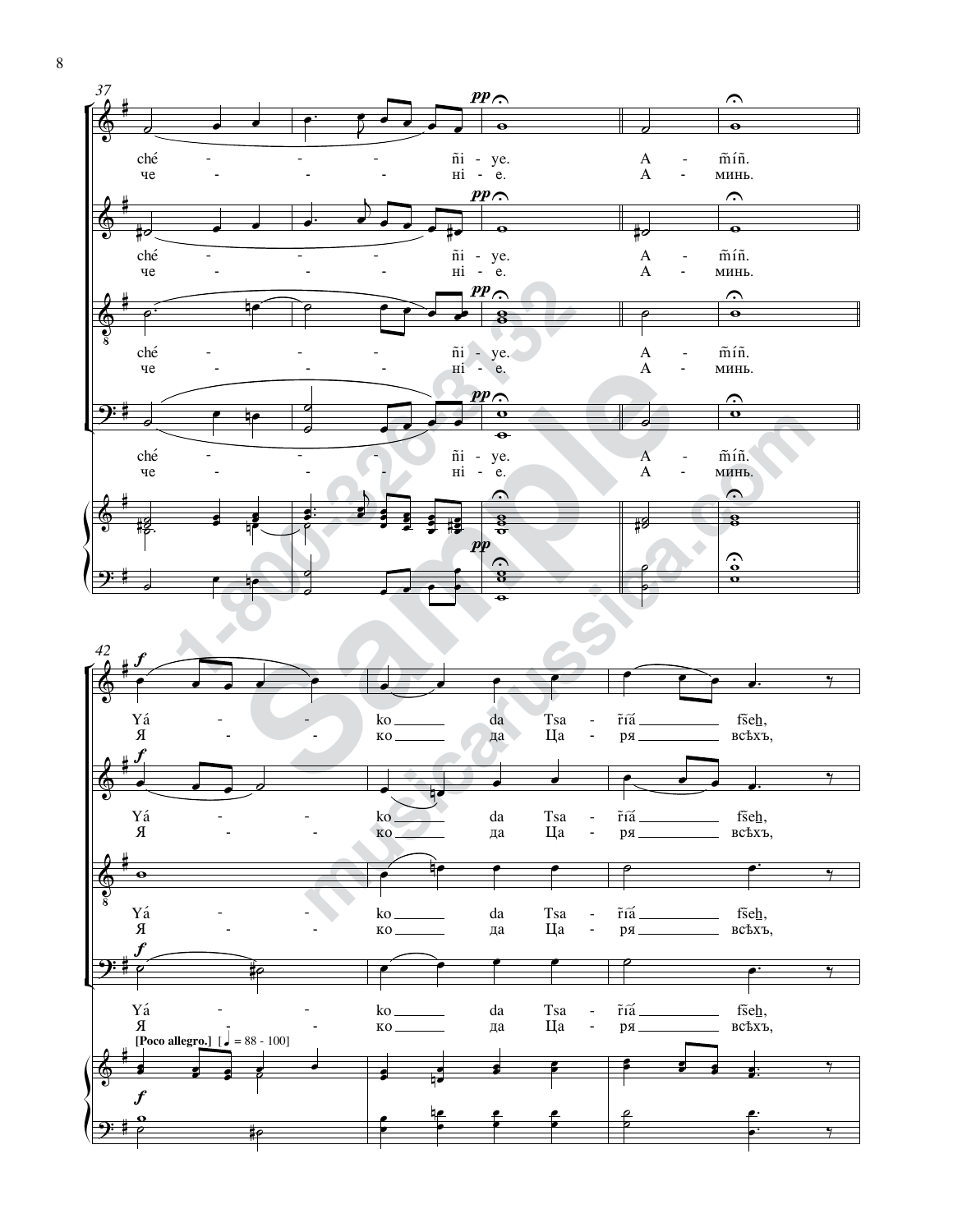chéñi-ye. A-m̃íñ.
чені-е. А-минь.

[Poco allegro.] [♩ = 88 - 100]

Yáko da Tsa-r̃ia fšeh,
Яко да Ца-ря всѣхъ,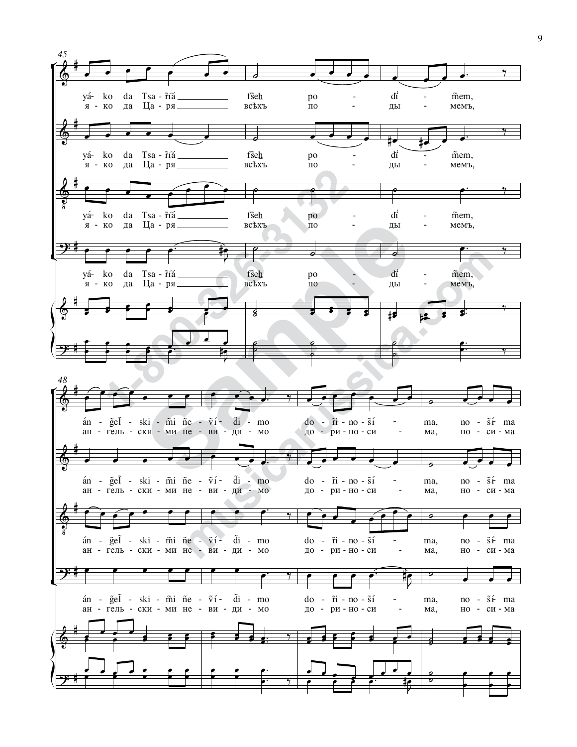45

yá- ko da Tsa - ŕiá ___ fšeh po - dí - m̃em,
я - ко да Ца - ря ___ всѣхъ по - ды - мемъ,

48

án - g̃el - ski - m̃i ñe - ṽí - d̃i - mo do - r̃i - no - ší - ma, no - ší ma
ан - гель - ски - ми не - ви - ди - мо до - ри - но - си - ма, но - си - ма